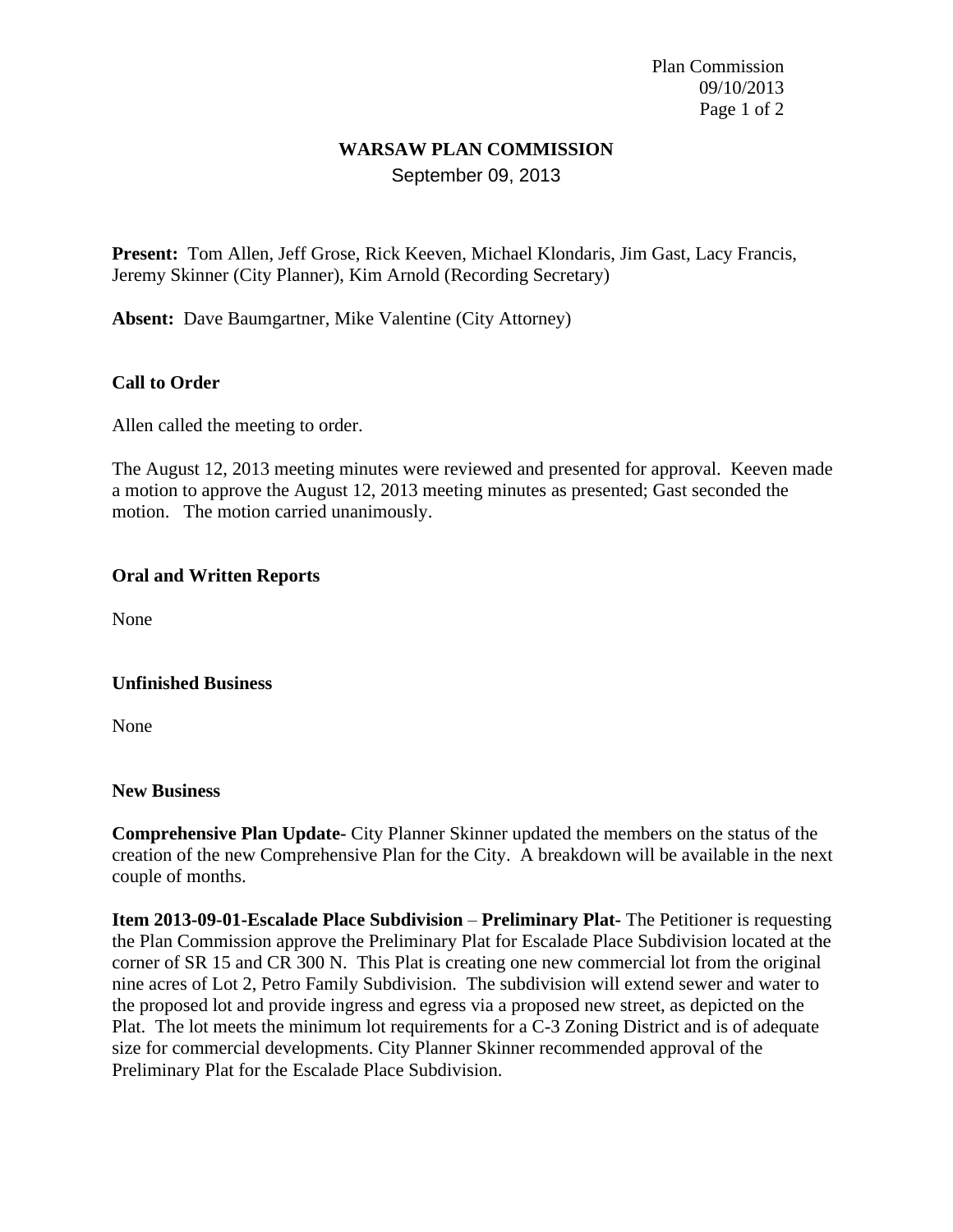# WARSAW PLAN COMMISSION

September 09, 2013

**Present:** Tom Allen, Jeff Grose, Rick Keeven, Michael Klondaris, Jim Gast, Lacy Francis, Jeremy Skinner (City Planner), Kim Arnold (Recording Secretary)

**Absent:** Dave Baumgartner, Mike Valentine (City Attorney)

**Call to Order**

Allen called the meeting to order.

The August 12, 2013 meeting minutes were reviewed and presented for approval. Keeven made a motion to approve the August 12, 2013 meeting minutes as presented; Gast seconded the motion. The motion carried unanimously.

**Oral and Written Reports**

None

**Unfinished Business**

None

**New Business**

**Comprehensive Plan Update-** City Planner Skinner updated the members on the status of the creation of the new Comprehensive Plan for the City. A breakdown will be available in the next couple of months.

**Item 2013-09-01-Escalade Place Subdivision** – **Preliminary Plat-** The Petitioner is requesting the Plan Commission approve the Preliminary Plat for Escalade Place Subdivision located at the corner of SR 15 and CR 300 N. This Plat is creating one new commercial lot from the original nine acres of Lot 2, Petro Family Subdivision. The subdivision will extend sewer and water to the proposed lot and provide ingress and egress via a proposed new street, as depicted on the Plat. The lot meets the minimum lot requirements for a C-3 Zoning District and is of adequate size for commercial developments. City Planner Skinner recommended approval of the Preliminary Plat for the Escalade Place Subdivision.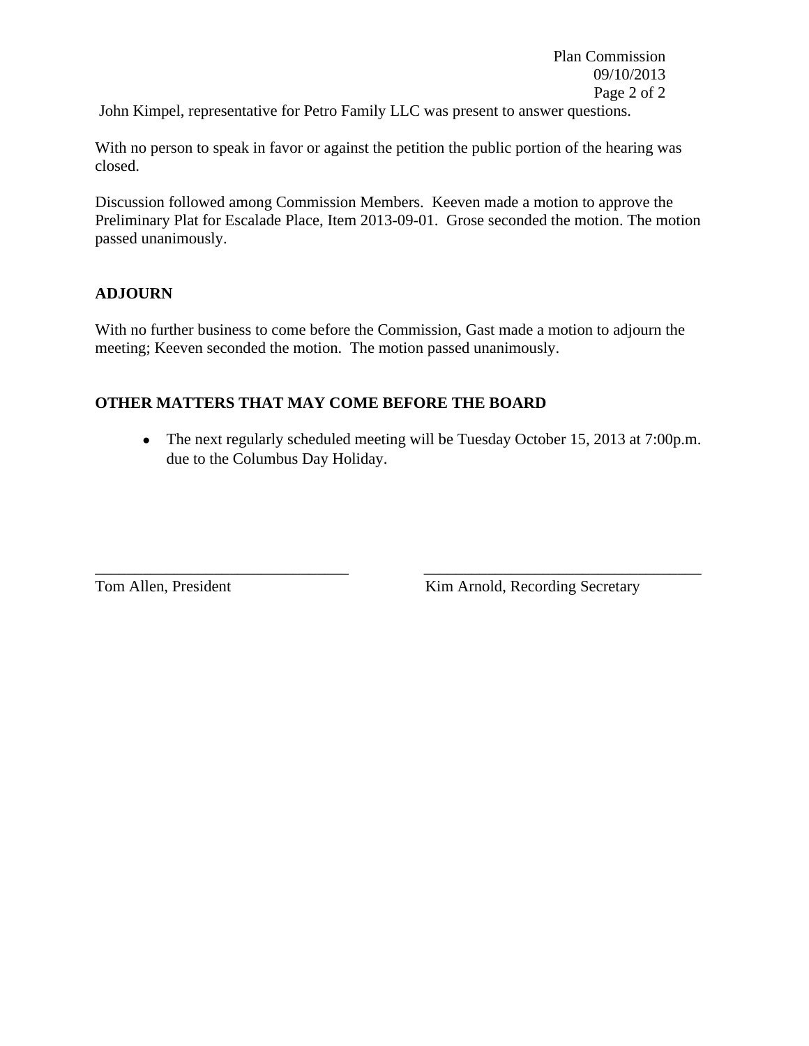John Kimpel, representative for Petro Family LLC was present to answer questions.

With no person to speak in favor or against the petition the public portion of the hearing was closed.

Discussion followed among Commission Members. Keeven made a motion to approve the Preliminary Plat for Escalade Place, Item 2013-09-01. Grose seconded the motion. The motion passed unanimously.

## ADJOURN

With no further business to come before the Commission, Gast made a motion to adjourn the meeting; Keeven seconded the motion. The motion passed unanimously.

## OTHER MATTERS THAT MAY COME BEFORE THE BOARD

- The next regularly scheduled meeting will be Tuesday October 15, 2013 at 7:00p.m. due to the Columbus Day Holiday.

\_\_\_\_\_\_\_\_\_\_\_\_\_\_\_\_\_\_\_\_\_\_\_\_\_\_\_\_\_\_\_\_ \_\_\_\_\_\_\_\_\_\_\_\_\_\_\_\_\_\_\_\_\_\_\_\_\_\_\_\_\_\_\_\_\_\_\_

Tom Allen, President Kim Arnold, Recording Secretary